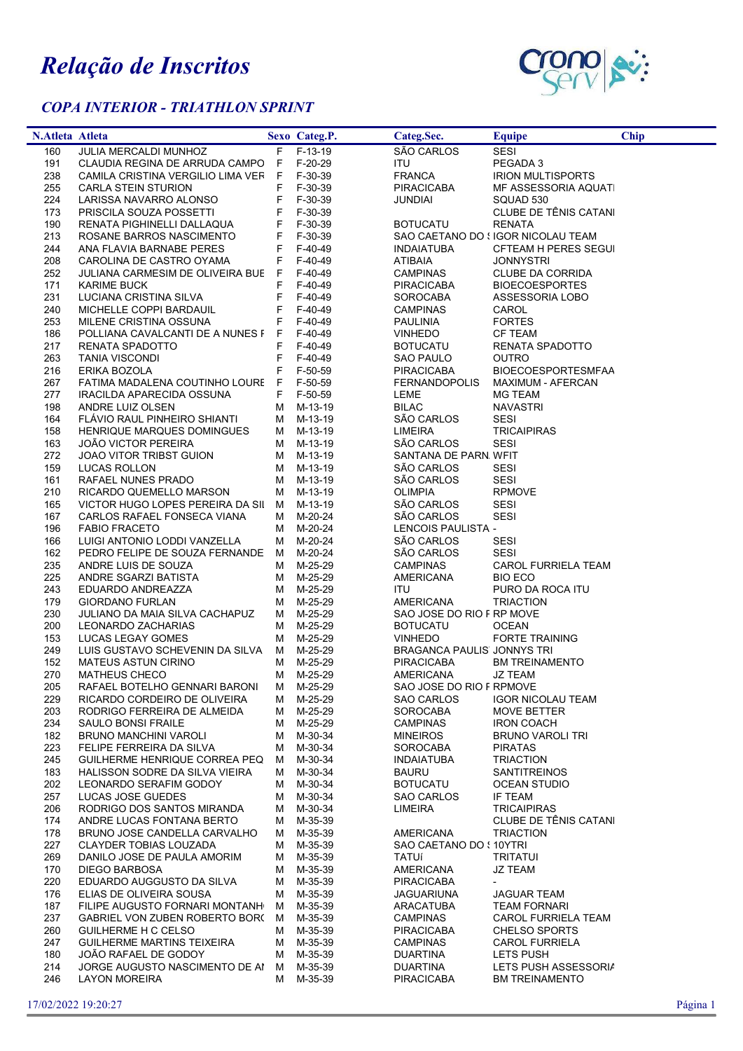# *Relação de Inscritos*

## *COPA INTERIOR - TRIATHLON SPRINT*

| N.Atleta | Atleta | Sexo | Categ.P. | Categ.Sec. | Equipe | Chip |
|---|---|---|---|---|---|---|
| 160 | JULIA MERCALDI MUNHOZ | F | F-13-19 | SÃO CARLOS | SESI | |
| 191 | CLAUDIA REGINA DE ARRUDA CAMPO | F | F-20-29 | ITU | PEGADA 3 | |
| 238 | CAMILA CRISTINA VERGILIO LIMA VER | F | F-30-39 | FRANCA | IRION MULTISPORTS | |
| 255 | CARLA STEIN STURION | F | F-30-39 | PIRACICABA | MF ASSESSORIA AQUATI | |
| 224 | LARISSA NAVARRO ALONSO | F | F-30-39 | JUNDIAI | SQUAD 530 | |
| 173 | PRISCILA SOUZA POSSETTI | F | F-30-39 | | CLUBE DE TÊNIS CATANI | |
| 190 | RENATA PIGHINELLI DALLAQUA | F | F-30-39 | BOTUCATU | RENATA | |
| 213 | ROSANE BARROS NASCIMENTO | F | F-30-39 | SAO CAETANO DO S | IGOR NICOLAU TEAM | |
| 244 | ANA FLAVIA BARNABE PERES | F | F-40-49 | INDAIATUBA | CFTEAM H PERES SEGUI | |
| 208 | CAROLINA DE CASTRO OYAMA | F | F-40-49 | ATIBAIA | JONNYSTRI | |
| 252 | JULIANA CARMESIM DE OLIVEIRA BUE | F | F-40-49 | CAMPINAS | CLUBE DA CORRIDA | |
| 171 | KARIME BUCK | F | F-40-49 | PIRACICABA | BIOECOESPORTES | |
| 231 | LUCIANA CRISTINA SILVA | F | F-40-49 | SOROCABA | ASSESSORIA LOBO | |
| 240 | MICHELLE COPPI BARDAUIL | F | F-40-49 | CAMPINAS | CAROL | |
| 253 | MILENE CRISTINA OSSUNA | F | F-40-49 | PAULINIA | FORTES | |
| 186 | POLLIANA CAVALCANTI DE A NUNES F | F | F-40-49 | VINHEDO | CF TEAM | |
| 217 | RENATA SPADOTTO | F | F-40-49 | BOTUCATU | RENATA SPADOTTO | |
| 263 | TANIA VISCONDI | F | F-40-49 | SAO PAULO | OUTRO | |
| 216 | ERIKA BOZOLA | F | F-50-59 | PIRACICABA | BIOECOESPORTESMFAA | |
| 267 | FATIMA MADALENA COUTINHO LOURE | F | F-50-59 | FERNANDOPOLIS | MAXIMUM - AFERCAN | |
| 277 | IRACILDA APARECIDA OSSUNA | F | F-50-59 | LEME | MG TEAM | |
| 198 | ANDRE LUIZ OLSEN | M | M-13-19 | BILAC | NAVASTRI | |
| 164 | FLÁVIO RAUL PINHEIRO SHIANTI | M | M-13-19 | SÃO CARLOS | SESI | |
| 158 | HENRIQUE MARQUES DOMINGUES | M | M-13-19 | LIMEIRA | TRICAIPIRAS | |
| 163 | JOÃO VICTOR PEREIRA | M | M-13-19 | SÃO CARLOS | SESI | |
| 272 | JOAO VITOR TRIBST GUION | M | M-13-19 | SANTANA DE PARN | WFIT | |
| 159 | LUCAS ROLLON | M | M-13-19 | SÃO CARLOS | SESI | |
| 161 | RAFAEL NUNES PRADO | M | M-13-19 | SÃO CARLOS | SESI | |
| 210 | RICARDO QUEMELLO MARSON | M | M-13-19 | OLIMPIA | RPMOVE | |
| 165 | VICTOR HUGO LOPES PEREIRA DA SIL | M | M-13-19 | SÃO CARLOS | SESI | |
| 167 | CARLOS RAFAEL FONSECA VIANA | M | M-20-24 | SÃO CARLOS | SESI | |
| 196 | FABIO FRACETO | M | M-20-24 | LENCOIS PAULISTA | - | |
| 166 | LUIGI ANTONIO LODDI VANZELLA | M | M-20-24 | SÃO CARLOS | SESI | |
| 162 | PEDRO FELIPE DE SOUZA FERNANDE | M | M-20-24 | SÃO CARLOS | SESI | |
| 235 | ANDRE LUIS DE SOUZA | M | M-25-29 | CAMPINAS | CAROL FURRIELA TEAM | |
| 225 | ANDRE SGARZI BATISTA | M | M-25-29 | AMERICANA | BIO ECO | |
| 243 | EDUARDO ANDREAZZA | M | M-25-29 | ITU | PURO DA ROCA ITU | |
| 179 | GIORDANO FURLAN | M | M-25-29 | AMERICANA | TRIACTION | |
| 230 | JULIANO DA MAIA SILVA CACHAPUZ | M | M-25-29 | SAO JOSE DO RIO F | RP MOVE | |
| 200 | LEONARDO ZACHARIAS | M | M-25-29 | BOTUCATU | OCEAN | |
| 153 | LUCAS LEGAY GOMES | M | M-25-29 | VINHEDO | FORTE TRAINING | |
| 249 | LUIS GUSTAVO SCHEVENIN DA SILVA | M | M-25-29 | BRAGANCA PAULIS | JONNYS TRI | |
| 152 | MATEUS ASTUN CIRINO | M | M-25-29 | PIRACICABA | BM TREINAMENTO | |
| 270 | MATHEUS CHECO | M | M-25-29 | AMERICANA | JZ TEAM | |
| 205 | RAFAEL BOTELHO GENNARI BARONI | M | M-25-29 | SAO JOSE DO RIO F | RPMOVE | |
| 229 | RICARDO CORDEIRO DE OLIVEIRA | M | M-25-29 | SAO CARLOS | IGOR NICOLAU TEAM | |
| 203 | RODRIGO FERREIRA DE ALMEIDA | M | M-25-29 | SOROCABA | MOVE BETTER | |
| 234 | SAULO BONSI FRAILE | M | M-25-29 | CAMPINAS | IRON COACH | |
| 182 | BRUNO MANCHINI VAROLI | M | M-30-34 | MINEIROS | BRUNO VAROLI TRI | |
| 223 | FELIPE FERREIRA DA SILVA | M | M-30-34 | SOROCABA | PIRATAS | |
| 245 | GUILHERME HENRIQUE CORREA PEQ | M | M-30-34 | INDAIATUBA | TRIACTION | |
| 183 | HALISSON SODRE DA SILVA VIEIRA | M | M-30-34 | BAURU | SANTITREINOS | |
| 202 | LEONARDO SERAFIM GODOY | M | M-30-34 | BOTUCATU | OCEAN STUDIO | |
| 257 | LUCAS JOSE GUEDES | M | M-30-34 | SAO CARLOS | IF TEAM | |
| 206 | RODRIGO DOS SANTOS MIRANDA | M | M-30-34 | LIMEIRA | TRICAIPIRAS | |
| 174 | ANDRE LUCAS FONTANA BERTO | M | M-35-39 | | CLUBE DE TÊNIS CATANI | |
| 178 | BRUNO JOSE CANDELLA CARVALHO | M | M-35-39 | AMERICANA | TRIACTION | |
| 227 | CLAYDER TOBIAS LOUZADA | M | M-35-39 | SAO CAETANO DO S | 10YTRI | |
| 269 | DANILO JOSE DE PAULA AMORIM | M | M-35-39 | TATUÍ | TRITATUI | |
| 170 | DIEGO BARBOSA | M | M-35-39 | AMERICANA | JZ TEAM | |
| 220 | EDUARDO AUGGUSTO DA SILVA | M | M-35-39 | PIRACICABA | - | |
| 176 | ELIAS DE OLIVEIRA SOUSA | M | M-35-39 | JAGUARIUNA | JAGUAR TEAM | |
| 187 | FILIPE AUGUSTO FORNARI MONTANH | M | M-35-39 | ARACATUBA | TEAM FORNARI | |
| 237 | GABRIEL VON ZUBEN ROBERTO BOR( | M | M-35-39 | CAMPINAS | CAROL FURRIELA TEAM | |
| 260 | GUILHERME H C CELSO | M | M-35-39 | PIRACICABA | CHELSO SPORTS | |
| 247 | GUILHERME MARTINS TEIXEIRA | M | M-35-39 | CAMPINAS | CAROL FURRIELA | |
| 180 | JOÃO RAFAEL DE GODOY | M | M-35-39 | DUARTINA | LETS PUSH | |
| 214 | JORGE AUGUSTO NASCIMENTO DE AI | M | M-35-39 | DUARTINA | LETS PUSH ASSESSORIA | |
| 246 | LAYON MOREIRA | M | M-35-39 | PIRACICABA | BM TREINAMENTO | |

17/02/2022 19:20:27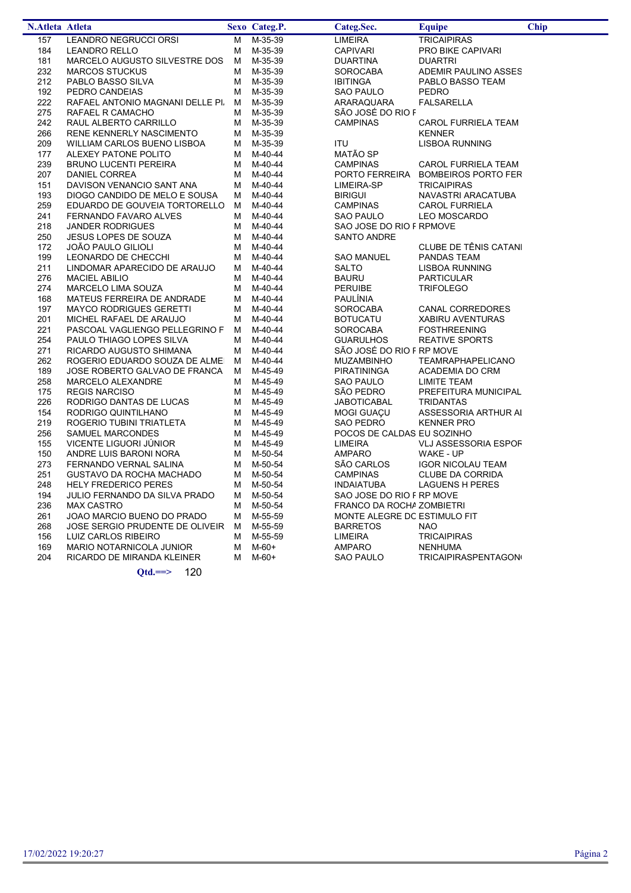| N.Atleta | Atleta | Sexo | Categ.P. | Categ.Sec. | Equipe | Chip |
|---|---|---|---|---|---|---|
| 157 | LEANDRO NEGRUCCI ORSI | M | M-35-39 | LIMEIRA | TRICAIPIRAS | |
| 184 | LEANDRO RELLO | M | M-35-39 | CAPIVARI | PRO BIKE CAPIVARI | |
| 181 | MARCELO AUGUSTO SILVESTRE DOS | M | M-35-39 | DUARTINA | DUARTRI | |
| 232 | MARCOS STUCKUS | M | M-35-39 | SOROCABA | ADEMIR PAULINO ASSES | |
| 212 | PABLO BASSO SILVA | M | M-35-39 | IBITINGA | PABLO BASSO TEAM | |
| 192 | PEDRO CANDEIAS | M | M-35-39 | SAO PAULO | PEDRO | |
| 222 | RAFAEL ANTONIO MAGNANI DELLE PI | M | M-35-39 | ARARAQUARA | FALSARELLA | |
| 275 | RAFAEL R CAMACHO | M | M-35-39 | SÃO JOSÉ DO RIO F | | |
| 242 | RAUL ALBERTO CARRILLO | M | M-35-39 | CAMPINAS | CAROL FURRIELA TEAM | |
| 266 | RENE KENNERLY NASCIMENTO | M | M-35-39 | | KENNER | |
| 209 | WILLIAM CARLOS BUENO LISBOA | M | M-35-39 | ITU | LISBOA RUNNING | |
| 177 | ALEXEY PATONE POLITO | M | M-40-44 | MATÃO SP | | |
| 239 | BRUNO LUCENTI PEREIRA | M | M-40-44 | CAMPINAS | CAROL FURRIELA TEAM | |
| 207 | DANIEL CORREA | M | M-40-44 | PORTO FERREIRA | BOMBEIROS PORTO FER | |
| 151 | DAVISON VENANCIO SANT ANA | M | M-40-44 | LIMEIRA-SP | TRICAIPIRAS | |
| 193 | DIOGO CANDIDO DE MELO E SOUSA | M | M-40-44 | BIRIGUI | NAVASTRI ARACATUBA | |
| 259 | EDUARDO DE GOUVEIA TORTORELLO | M | M-40-44 | CAMPINAS | CAROL FURRIELA | |
| 241 | FERNANDO FAVARO ALVES | M | M-40-44 | SAO PAULO | LEO MOSCARDO | |
| 218 | JANDER RODRIGUES | M | M-40-44 | SAO JOSE DO RIO F | RPMOVE | |
| 250 | JESUS LOPES DE SOUZA | M | M-40-44 | SANTO ANDRE | | |
| 172 | JOÃO PAULO GILIOLI | M | M-40-44 | | CLUBE DE TÊNIS CATANI | |
| 199 | LEONARDO DE CHECCHI | M | M-40-44 | SAO MANUEL | PANDAS TEAM | |
| 211 | LINDOMAR APARECIDO DE ARAUJO | M | M-40-44 | SALTO | LISBOA RUNNING | |
| 276 | MACIEL ABILIO | M | M-40-44 | BAURU | PARTICULAR | |
| 274 | MARCELO LIMA SOUZA | M | M-40-44 | PERUIBE | TRIFOLEGO | |
| 168 | MATEUS FERREIRA DE ANDRADE | M | M-40-44 | PAULÍNIA | | |
| 197 | MAYCO RODRIGUES GERETTI | M | M-40-44 | SOROCABA | CANAL CORREDORES | |
| 201 | MICHEL RAFAEL DE ARAUJO | M | M-40-44 | BOTUCATU | XABIRU AVENTURAS | |
| 221 | PASCOAL VAGLIENGO PELLEGRINO F | M | M-40-44 | SOROCABA | FOSTHREENING | |
| 254 | PAULO THIAGO LOPES SILVA | M | M-40-44 | GUARULHOS | REATIVE SPORTS | |
| 271 | RICARDO AUGUSTO SHIMANA | M | M-40-44 | SÃO JOSÉ DO RIO F | RP MOVE | |
| 262 | ROGERIO EDUARDO SOUZA DE ALME | M | M-40-44 | MUZAMBINHO | TEAMRAPHAPELICANO | |
| 189 | JOSE ROBERTO GALVAO DE FRANCA | M | M-45-49 | PIRATININGA | ACADEMIA DO CRM | |
| 258 | MARCELO ALEXANDRE | M | M-45-49 | SAO PAULO | LIMITE TEAM | |
| 175 | REGIS NARCISO | M | M-45-49 | SÃO PEDRO | PREFEITURA MUNICIPAL | |
| 226 | RODRIGO DANTAS DE LUCAS | M | M-45-49 | JABOTICABAL | TRIDANTAS | |
| 154 | RODRIGO QUINTILHANO | M | M-45-49 | MOGI GUAÇU | ASSESSORIA ARTHUR AI | |
| 219 | ROGERIO TUBINI TRIATLETA | M | M-45-49 | SAO PEDRO | KENNER PRO | |
| 256 | SAMUEL MARCONDES | M | M-45-49 | POCOS DE CALDAS | EU SOZINHO | |
| 155 | VICENTE LIGUORI JÚNIOR | M | M-45-49 | LIMEIRA | VLJ ASSESSORIA ESPOF | |
| 150 | ANDRE LUIS BARONI NORA | M | M-50-54 | AMPARO | WAKE - UP | |
| 273 | FERNANDO VERNAL SALINA | M | M-50-54 | SÃO CARLOS | IGOR NICOLAU TEAM | |
| 251 | GUSTAVO DA ROCHA MACHADO | M | M-50-54 | CAMPINAS | CLUBE DA CORRIDA | |
| 248 | HELY FREDERICO PERES | M | M-50-54 | INDAIATUBA | LAGUENS H PERES | |
| 194 | JULIO FERNANDO DA SILVA PRADO | M | M-50-54 | SAO JOSE DO RIO F | RP MOVE | |
| 236 | MAX CASTRO | M | M-50-54 | FRANCO DA ROCHA | ZOMBIETRI | |
| 261 | JOAO MARCIO BUENO DO PRADO | M | M-55-59 | MONTE ALEGRE DC | ESTIMULO FIT | |
| 268 | JOSE SERGIO PRUDENTE DE OLIVEIR | M | M-55-59 | BARRETOS | NAO | |
| 156 | LUIZ CARLOS RIBEIRO | M | M-55-59 | LIMEIRA | TRICAIPIRAS | |
| 169 | MARIO NOTARNICOLA JUNIOR | M | M-60+ | AMPARO | NENHUMA | |
| 204 | RICARDO DE MIRANDA KLEINER | M | M-60+ | SAO PAULO | TRICAIPIRASPENTAGON | |

**Qtd.==>** 120

17/02/2022 19:20:27